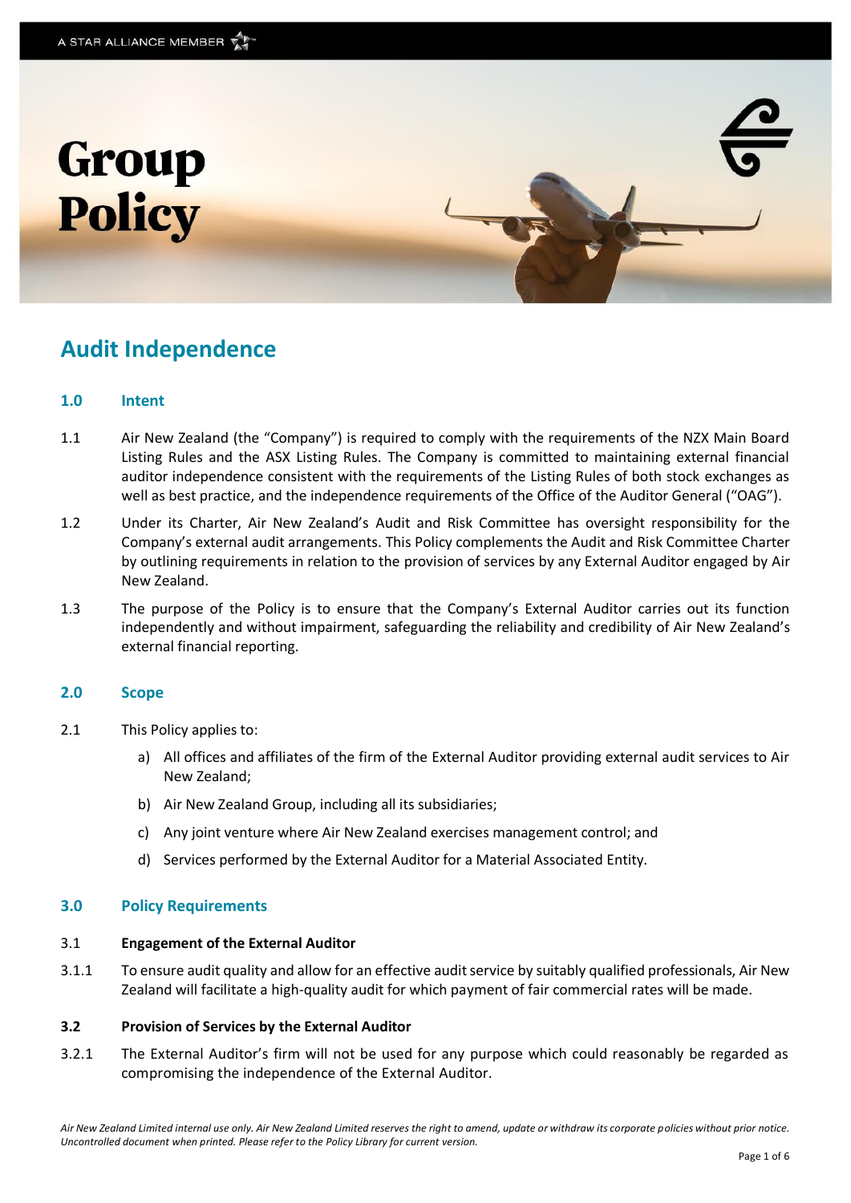# Group Policy

## Audit Independence

### 1.0 Intent

1.1 Air New Zealand (the "Company") is required to comply with the requirements of the NZX Main Board Listing Rules and the ASX Listing Rules. The Company is committed to maintaining external financial auditor independence consistent with the requirements of the Listing Rules of both stock exchanges as well as best practice, and the independence requirements of the Office of the Auditor General ("OAG").

1.2 Under its Charter, Air New Zealand's Audit and Risk Committee has oversight responsibility for the Company's external audit arrangements. This Policy complements the Audit and Risk Committee Charter by outlining requirements in relation to the provision of services by any External Auditor engaged by Air New Zealand.

1.3 The purpose of the Policy is to ensure that the Company's External Auditor carries out its function independently and without impairment, safeguarding the reliability and credibility of Air New Zealand's external financial reporting.

### 2.0 Scope

2.1 This Policy applies to:

a) All offices and affiliates of the firm of the External Auditor providing external audit services to Air New Zealand;

b) Air New Zealand Group, including all its subsidiaries;

c) Any joint venture where Air New Zealand exercises management control; and

d) Services performed by the External Auditor for a Material Associated Entity.

### 3.0 Policy Requirements

**3.1 Engagement of the External Auditor**

3.1.1 To ensure audit quality and allow for an effective audit service by suitably qualified professionals, Air New Zealand will facilitate a high-quality audit for which payment of fair commercial rates will be made.

**3.2 Provision of Services by the External Auditor**

3.2.1 The External Auditor's firm will not be used for any purpose which could reasonably be regarded as compromising the independence of the External Auditor.

*Air New Zealand Limited internal use only. Air New Zealand Limited reserves the right to amend, update or withdraw its corporate policies without prior notice. Uncontrolled document when printed. Please refer to the Policy Library for current version.*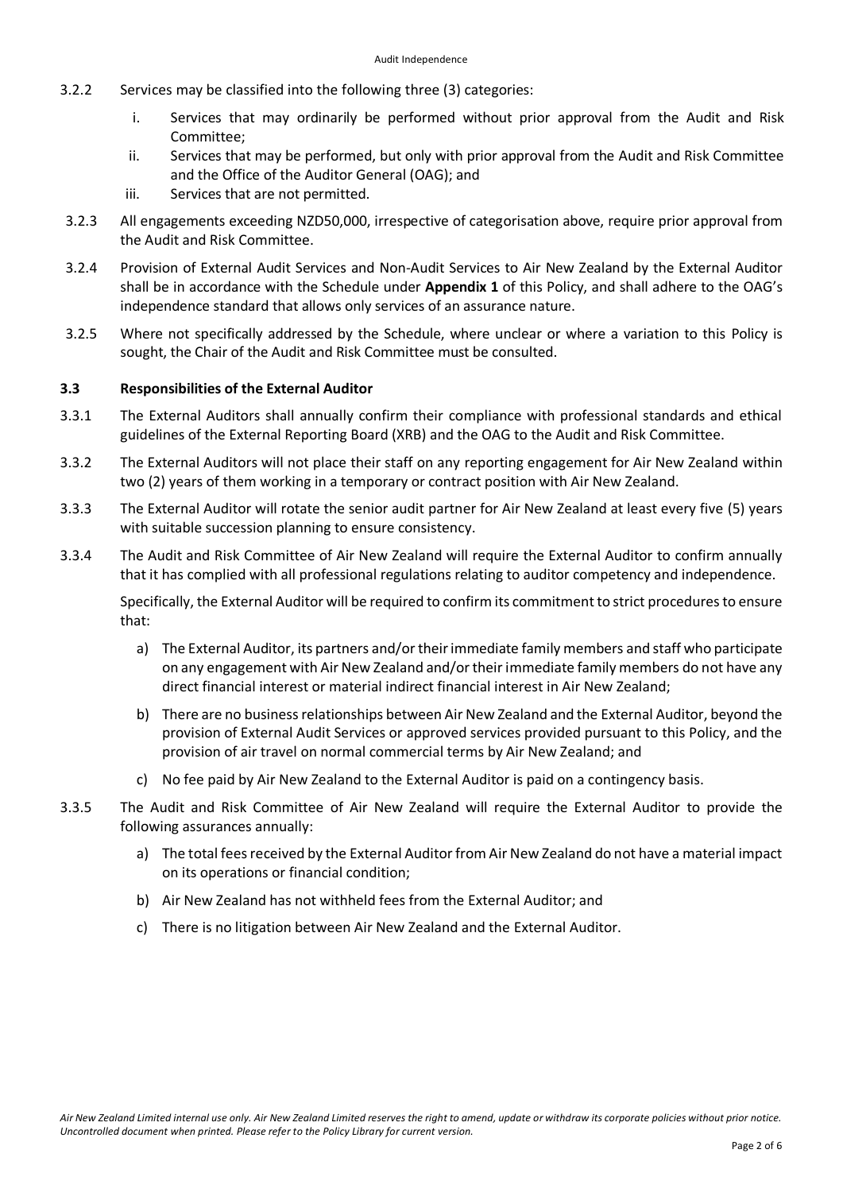3.2.2 Services may be classified into the following three (3) categories:

   i. Services that may ordinarily be performed without prior approval from the Audit and Risk Committee;
   ii. Services that may be performed, but only with prior approval from the Audit and Risk Committee and the Office of the Auditor General (OAG); and
   iii. Services that are not permitted.

3.2.3 All engagements exceeding NZD50,000, irrespective of categorisation above, require prior approval from the Audit and Risk Committee.

3.2.4 Provision of External Audit Services and Non-Audit Services to Air New Zealand by the External Auditor shall be in accordance with the Schedule under **Appendix 1** of this Policy, and shall adhere to the OAG's independence standard that allows only services of an assurance nature.

3.2.5 Where not specifically addressed by the Schedule, where unclear or where a variation to this Policy is sought, the Chair of the Audit and Risk Committee must be consulted.

### 3.3 Responsibilities of the External Auditor

3.3.1 The External Auditors shall annually confirm their compliance with professional standards and ethical guidelines of the External Reporting Board (XRB) and the OAG to the Audit and Risk Committee.

3.3.2 The External Auditors will not place their staff on any reporting engagement for Air New Zealand within two (2) years of them working in a temporary or contract position with Air New Zealand.

3.3.3 The External Auditor will rotate the senior audit partner for Air New Zealand at least every five (5) years with suitable succession planning to ensure consistency.

3.3.4 The Audit and Risk Committee of Air New Zealand will require the External Auditor to confirm annually that it has complied with all professional regulations relating to auditor competency and independence.

Specifically, the External Auditor will be required to confirm its commitment to strict procedures to ensure that:

   a) The External Auditor, its partners and/or their immediate family members and staff who participate on any engagement with Air New Zealand and/or their immediate family members do not have any direct financial interest or material indirect financial interest in Air New Zealand;
   b) There are no business relationships between Air New Zealand and the External Auditor, beyond the provision of External Audit Services or approved services provided pursuant to this Policy, and the provision of air travel on normal commercial terms by Air New Zealand; and
   c) No fee paid by Air New Zealand to the External Auditor is paid on a contingency basis.

3.3.5 The Audit and Risk Committee of Air New Zealand will require the External Auditor to provide the following assurances annually:

   a) The total fees received by the External Auditor from Air New Zealand do not have a material impact on its operations or financial condition;
   b) Air New Zealand has not withheld fees from the External Auditor; and
   c) There is no litigation between Air New Zealand and the External Auditor.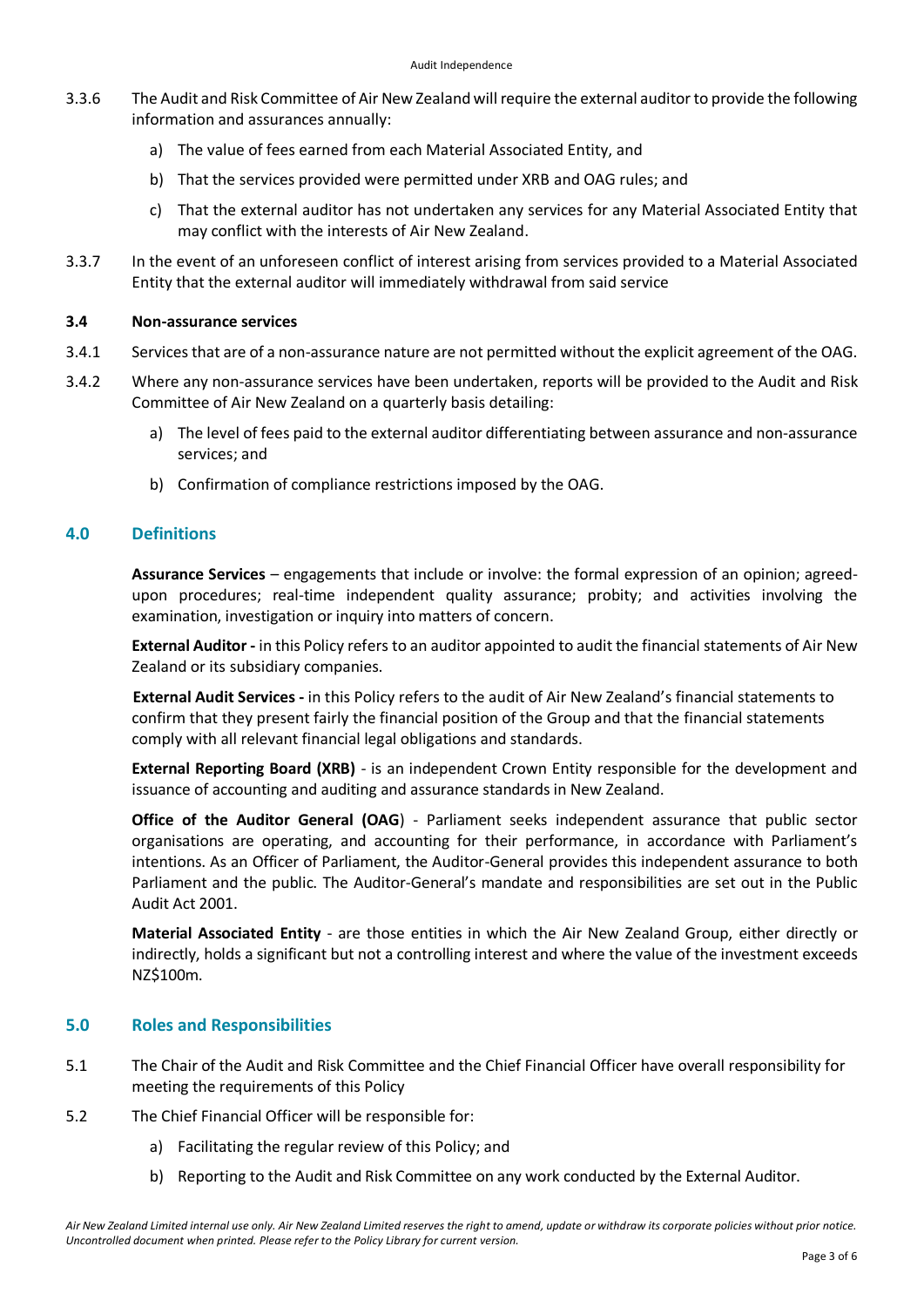3.3.6 The Audit and Risk Committee of Air New Zealand will require the external auditor to provide the following information and assurances annually:

a) The value of fees earned from each Material Associated Entity, and

b) That the services provided were permitted under XRB and OAG rules; and

c) That the external auditor has not undertaken any services for any Material Associated Entity that may conflict with the interests of Air New Zealand.

3.3.7 In the event of an unforeseen conflict of interest arising from services provided to a Material Associated Entity that the external auditor will immediately withdrawal from said service

**3.4 Non-assurance services**

3.4.1 Services that are of a non-assurance nature are not permitted without the explicit agreement of the OAG.

3.4.2 Where any non-assurance services have been undertaken, reports will be provided to the Audit and Risk Committee of Air New Zealand on a quarterly basis detailing:

a) The level of fees paid to the external auditor differentiating between assurance and non-assurance services; and

b) Confirmation of compliance restrictions imposed by the OAG.

## 4.0 Definitions

**Assurance Services** – engagements that include or involve: the formal expression of an opinion; agreed-upon procedures; real-time independent quality assurance; probity; and activities involving the examination, investigation or inquiry into matters of concern.

**External Auditor -** in this Policy refers to an auditor appointed to audit the financial statements of Air New Zealand or its subsidiary companies.

**External Audit Services -** in this Policy refers to the audit of Air New Zealand's financial statements to confirm that they present fairly the financial position of the Group and that the financial statements comply with all relevant financial legal obligations and standards.

**External Reporting Board (XRB)** - is an independent Crown Entity responsible for the development and issuance of accounting and auditing and assurance standards in New Zealand.

**Office of the Auditor General (OAG**) - Parliament seeks independent assurance that public sector organisations are operating, and accounting for their performance, in accordance with Parliament's intentions. As an Officer of Parliament, the Auditor-General provides this independent assurance to both Parliament and the public. The Auditor-General's mandate and responsibilities are set out in the Public Audit Act 2001.

**Material Associated Entity** - are those entities in which the Air New Zealand Group, either directly or indirectly, holds a significant but not a controlling interest and where the value of the investment exceeds NZ$100m.

## 5.0 Roles and Responsibilities

5.1 The Chair of the Audit and Risk Committee and the Chief Financial Officer have overall responsibility for meeting the requirements of this Policy

5.2 The Chief Financial Officer will be responsible for:

a) Facilitating the regular review of this Policy; and

b) Reporting to the Audit and Risk Committee on any work conducted by the External Auditor.

*Air New Zealand Limited internal use only. Air New Zealand Limited reserves the right to amend, update or withdraw its corporate policies without prior notice. Uncontrolled document when printed. Please refer to the Policy Library for current version.*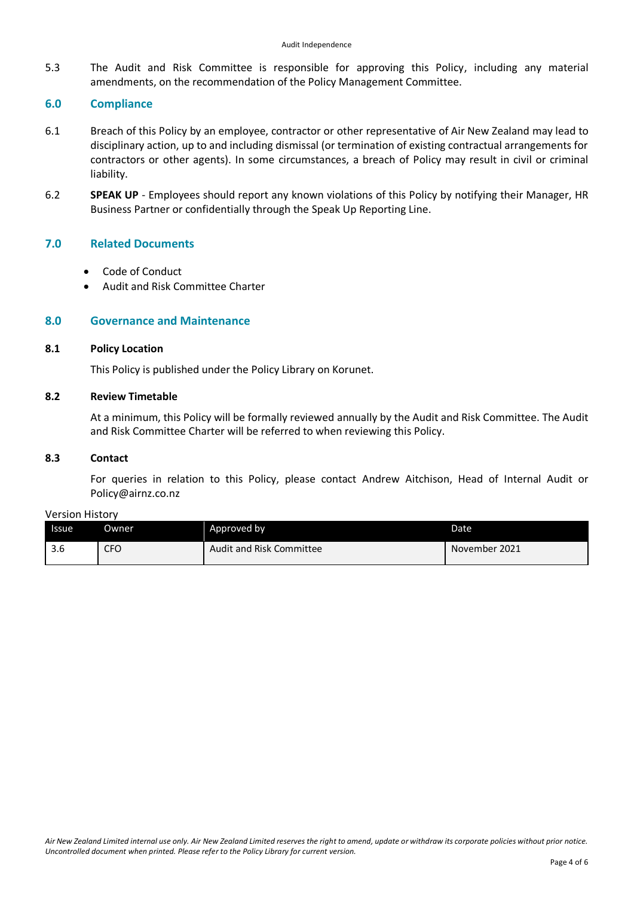5.3 The Audit and Risk Committee is responsible for approving this Policy, including any material amendments, on the recommendation of the Policy Management Committee.

## 6.0 Compliance

6.1 Breach of this Policy by an employee, contractor or other representative of Air New Zealand may lead to disciplinary action, up to and including dismissal (or termination of existing contractual arrangements for contractors or other agents). In some circumstances, a breach of Policy may result in civil or criminal liability.

6.2 **SPEAK UP** - Employees should report any known violations of this Policy by notifying their Manager, HR Business Partner or confidentially through the Speak Up Reporting Line.

## 7.0 Related Documents

- Code of Conduct
- Audit and Risk Committee Charter

## 8.0 Governance and Maintenance

### 8.1 Policy Location

This Policy is published under the Policy Library on Korunet.

### 8.2 Review Timetable

At a minimum, this Policy will be formally reviewed annually by the Audit and Risk Committee. The Audit and Risk Committee Charter will be referred to when reviewing this Policy.

### 8.3 Contact

For queries in relation to this Policy, please contact Andrew Aitchison, Head of Internal Audit or Policy@airnz.co.nz

Version History

| Issue | Owner | Approved by | Date |
|---|---|---|---|
| 3.6 | CFO | Audit and Risk Committee | November 2021 |

*Air New Zealand Limited internal use only. Air New Zealand Limited reserves the right to amend, update or withdraw its corporate policies without prior notice. Uncontrolled document when printed. Please refer to the Policy Library for current version.*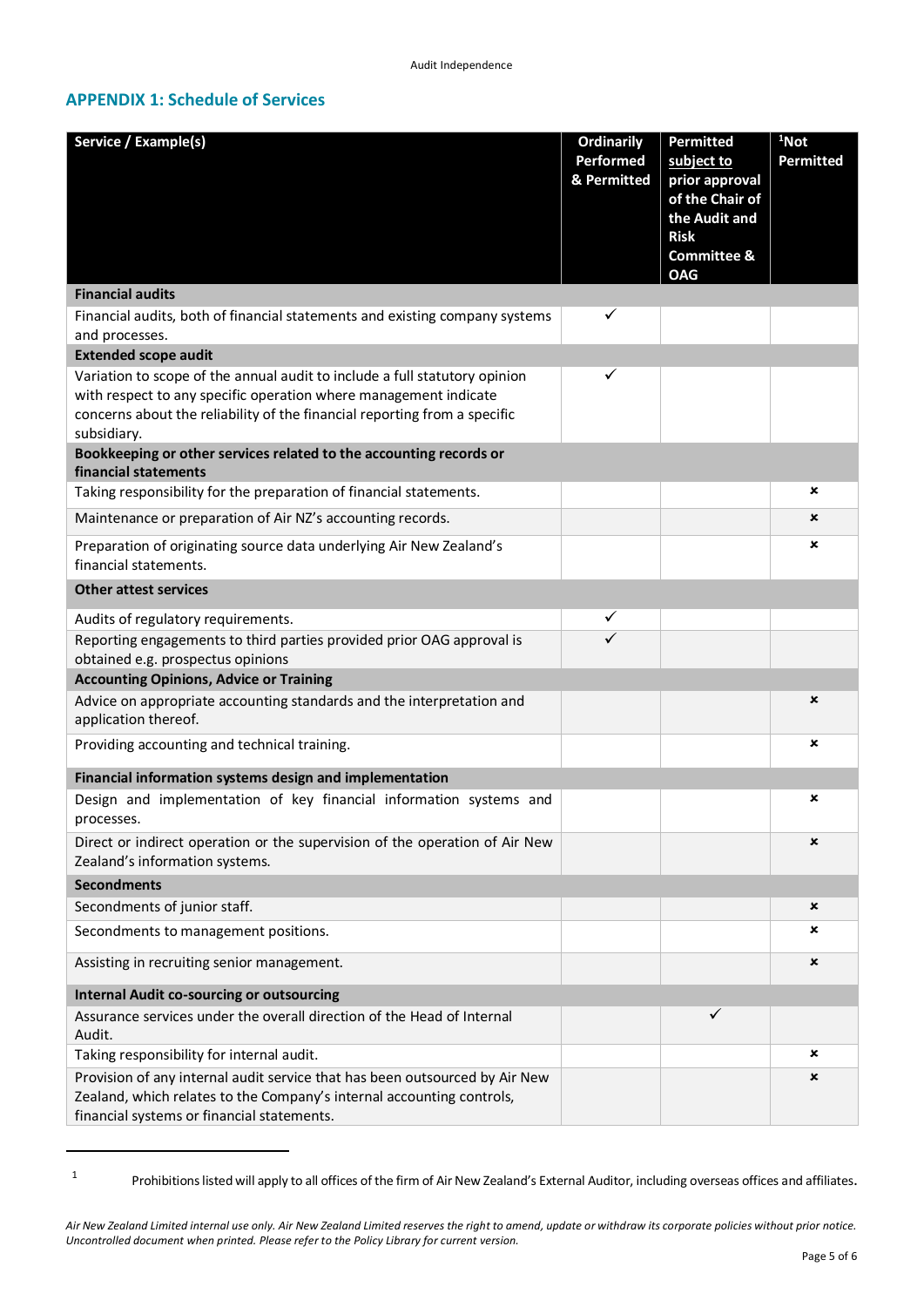## APPENDIX 1: Schedule of Services

| Service / Example(s) | Ordinarily Performed & Permitted | Permitted subject to prior approval of the Chair of the Audit and Risk Committee & OAG | [1]Not Permitted |
|---|---|---|---|
| **Financial audits** | | | |
| Financial audits, both of financial statements and existing company systems and processes. | ✓ | | |
| **Extended scope audit** | | | |
| Variation to scope of the annual audit to include a full statutory opinion with respect to any specific operation where management indicate concerns about the reliability of the financial reporting from a specific subsidiary. | ✓ | | |
| **Bookkeeping or other services related to the accounting records or financial statements** | | | |
| Taking responsibility for the preparation of financial statements. | | | ✗ |
| Maintenance or preparation of Air NZ's accounting records. | | | ✗ |
| Preparation of originating source data underlying Air New Zealand's financial statements. | | | ✗ |
| **Other attest services** | | | |
| Audits of regulatory requirements. | ✓ | | |
| Reporting engagements to third parties provided prior OAG approval is obtained e.g. prospectus opinions | ✓ | | |
| **Accounting Opinions, Advice or Training** | | | |
| Advice on appropriate accounting standards and the interpretation and application thereof. | | | ✗ |
| Providing accounting and technical training. | | | ✗ |
| **Financial information systems design and implementation** | | | |
| Design and implementation of key financial information systems and processes. | | | ✗ |
| Direct or indirect operation or the supervision of the operation of Air New Zealand's information systems. | | | ✗ |
| **Secondments** | | | |
| Secondments of junior staff. | | | ✗ |
| Secondments to management positions. | | | ✗ |
| Assisting in recruiting senior management. | | | ✗ |
| **Internal Audit co-sourcing or outsourcing** | | | |
| Assurance services under the overall direction of the Head of Internal Audit. | | ✓ | |
| Taking responsibility for internal audit. | | | ✗ |
| Provision of any internal audit service that has been outsourced by Air New Zealand, which relates to the Company's internal accounting controls, financial systems or financial statements. | | | ✗ |

[1] Prohibitions listed will apply to all offices of the firm of Air New Zealand's External Auditor, including overseas offices and affiliates.

*Air New Zealand Limited internal use only. Air New Zealand Limited reserves the right to amend, update or withdraw its corporate policies without prior notice. Uncontrolled document when printed. Please refer to the Policy Library for current version.*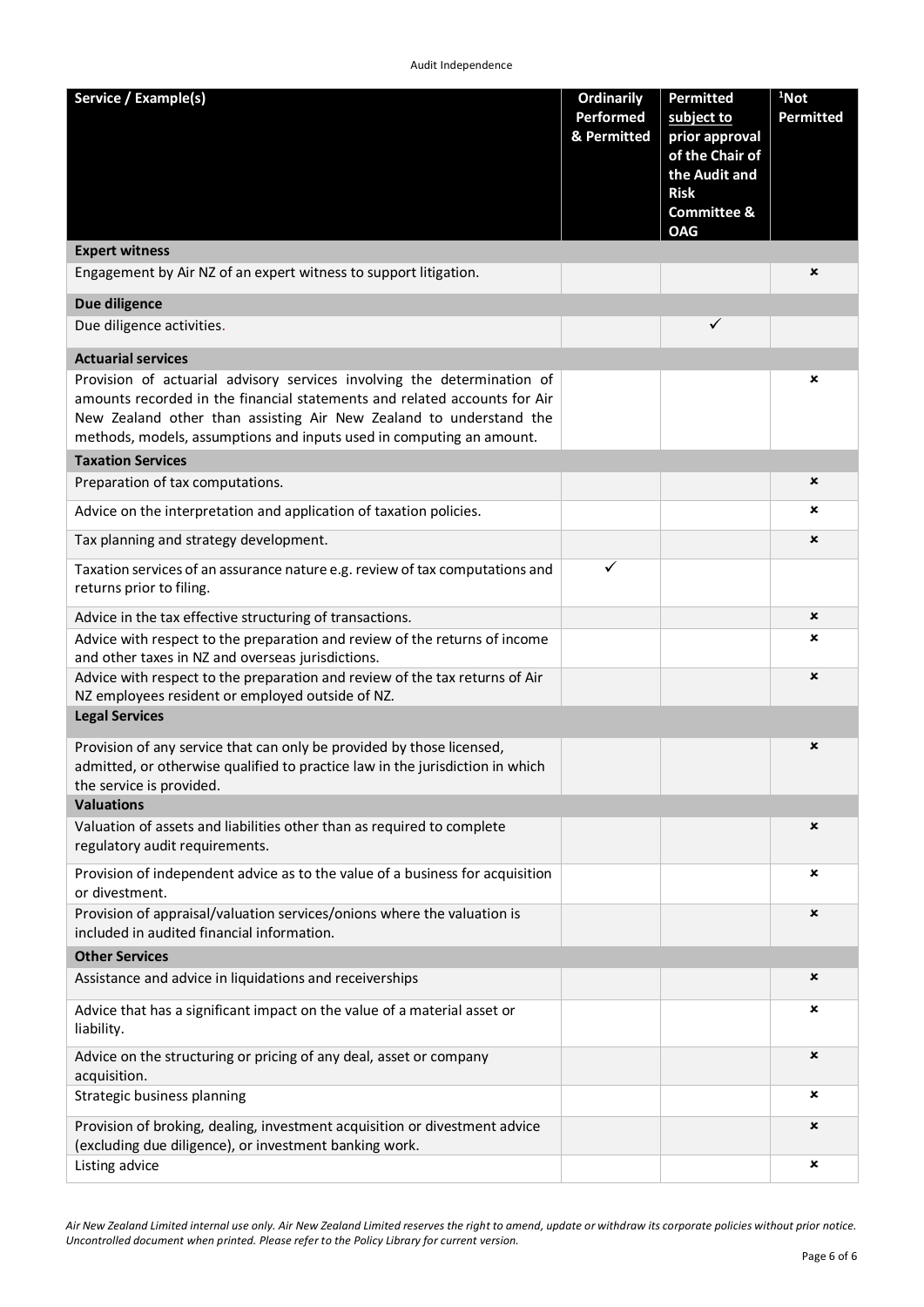| Service / Example(s) | Ordinarily Performed & Permitted | Permitted subject to prior approval of the Chair of the Audit and Risk Committee & OAG | [1]Not Permitted |
|---|---|---|---|
| **Expert witness** | | | |
| Engagement by Air NZ of an expert witness to support litigation. | | | ✖ |
| **Due diligence** | | | |
| Due diligence activities. | | ✓ | |
| **Actuarial services** | | | |
| Provision of actuarial advisory services involving the determination of amounts recorded in the financial statements and related accounts for Air New Zealand other than assisting Air New Zealand to understand the methods, models, assumptions and inputs used in computing an amount. | | | ✖ |
| **Taxation Services** | | | |
| Preparation of tax computations. | | | ✖ |
| Advice on the interpretation and application of taxation policies. | | | ✖ |
| Tax planning and strategy development. | | | ✖ |
| Taxation services of an assurance nature e.g. review of tax computations and returns prior to filing. | ✓ | | |
| Advice in the tax effective structuring of transactions. | | | ✖ |
| Advice with respect to the preparation and review of the returns of income and other taxes in NZ and overseas jurisdictions. | | | ✖ |
| Advice with respect to the preparation and review of the tax returns of Air NZ employees resident or employed outside of NZ. | | | ✖ |
| **Legal Services** | | | |
| Provision of any service that can only be provided by those licensed, admitted, or otherwise qualified to practice law in the jurisdiction in which the service is provided. | | | ✖ |
| **Valuations** | | | |
| Valuation of assets and liabilities other than as required to complete regulatory audit requirements. | | | ✖ |
| Provision of independent advice as to the value of a business for acquisition or divestment. | | | ✖ |
| Provision of appraisal/valuation services/onions where the valuation is included in audited financial information. | | | ✖ |
| **Other Services** | | | |
| Assistance and advice in liquidations and receiverships | | | ✖ |
| Advice that has a significant impact on the value of a material asset or liability. | | | ✖ |
| Advice on the structuring or pricing of any deal, asset or company acquisition. | | | ✖ |
| Strategic business planning | | | ✖ |
| Provision of broking, dealing, investment acquisition or divestment advice (excluding due diligence), or investment banking work. | | | ✖ |
| Listing advice | | | ✖ |

*Air New Zealand Limited internal use only. Air New Zealand Limited reserves the right to amend, update or withdraw its corporate policies without prior notice. Uncontrolled document when printed. Please refer to the Policy Library for current version.*